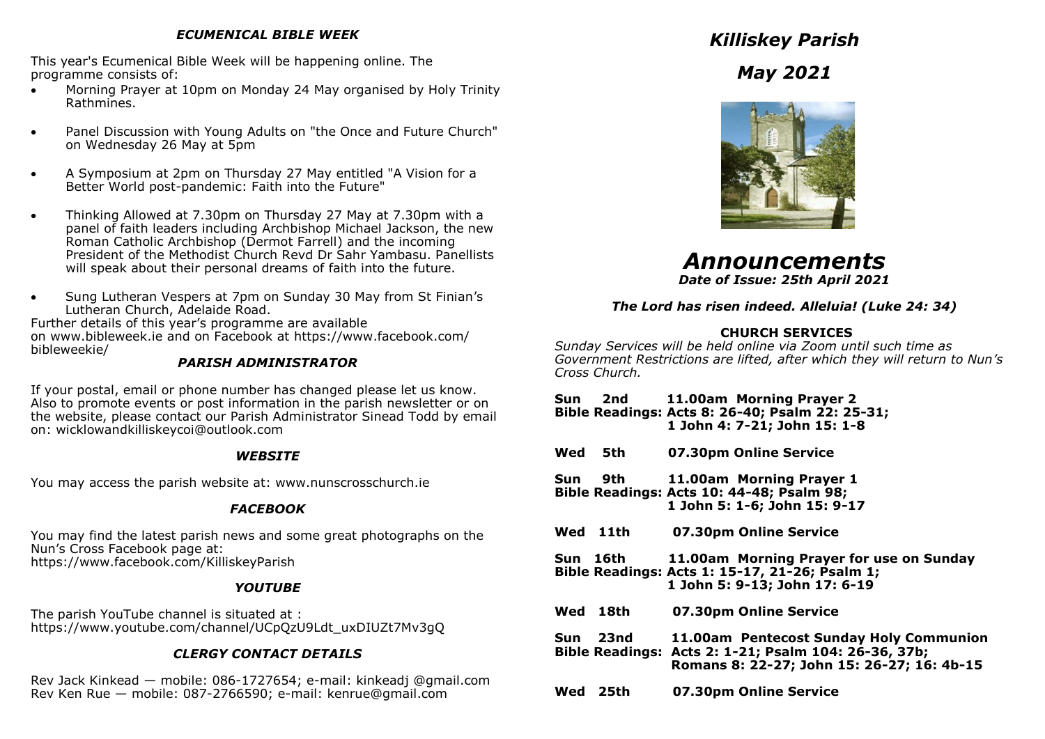### *ECUMENICAL BIBLE WEEK*

This year's Ecumenical Bible Week will be happening online. The programme consists of:

- Morning Prayer at 10pm on Monday 24 May organised by Holy Trinity Rathmines.
- Panel Discussion with Young Adults on "the Once and Future Church" on Wednesday 26 May at 5pm
- A Symposium at 2pm on Thursday 27 May entitled "A Vision for a Better World post-pandemic: Faith into the Future"
- Thinking Allowed at 7.30pm on Thursday 27 May at 7.30pm with a panel of faith leaders including Archbishop Michael Jackson, the new Roman Catholic Archbishop (Dermot Farrell) and the incoming President of the Methodist Church Revd Dr Sahr Yambasu. Panellists will speak about their personal dreams of faith into the future.
- Sung Lutheran Vespers at 7pm on Sunday 30 May from St Finian's Lutheran Church, Adelaide Road.

Further details of this year's programme are available on www.bibleweek.ie and on Facebook at https://www.facebook.com/bibleweekie/

### *PARISH ADMINISTRATOR*

If your postal, email or phone number has changed please let us know. Also to promote events or post information in the parish newsletter or on the website, please contact our Parish Administrator Sinead Todd by email on: wicklowandkilliskeycoi@outlook.com

### *WEBSITE*

You may access the parish website at: www.nunscrosschurch.ie

### *FACEBOOK*

You may find the latest parish news and some great photographs on the Nun's Cross Facebook page at:
https://www.facebook.com/KilliskeyParish

### *YOUTUBE*

The parish YouTube channel is situated at :
https://www.youtube.com/channel/UCpQzU9Ldt_uxDIUZt7Mv3gQ

### *CLERGY CONTACT DETAILS*

Rev Jack Kinkead — mobile: 086-1727654; e-mail: kinkeadj @gmail.com
Rev Ken Rue — mobile: 087-2766590; e-mail: kenrue@gmail.com

# *Killiskey Parish*

# *May 2021*

# *Announcements*

***Date of Issue: 25th April 2021***

***The Lord has risen indeed. Alleluia! (Luke 24: 34)***

### CHURCH SERVICES

*Sunday Services will be held online via Zoom until such time as Government Restrictions are lifted, after which they will return to Nun's Cross Church.*

**Sun 2nd** **11.00am Morning Prayer 2**
**Bible Readings: Acts 8: 26-40; Psalm 22: 25-31; 1 John 4: 7-21; John 15: 1-8**

**Wed 5th** **07.30pm Online Service**

**Sun 9th** **11.00am Morning Prayer 1**
**Bible Readings: Acts 10: 44-48; Psalm 98; 1 John 5: 1-6; John 15: 9-17**

**Wed 11th** **07.30pm Online Service**

**Sun 16th** **11.00am Morning Prayer for use on Sunday**
**Bible Readings: Acts 1: 15-17, 21-26; Psalm 1; 1 John 5: 9-13; John 17: 6-19**

**Wed 18th** **07.30pm Online Service**

**Sun 23nd** **11.00am Pentecost Sunday Holy Communion**
**Bible Readings: Acts 2: 1-21; Psalm 104: 26-36, 37b; Romans 8: 22-27; John 15: 26-27; 16: 4b-15**

**Wed 25th** **07.30pm Online Service**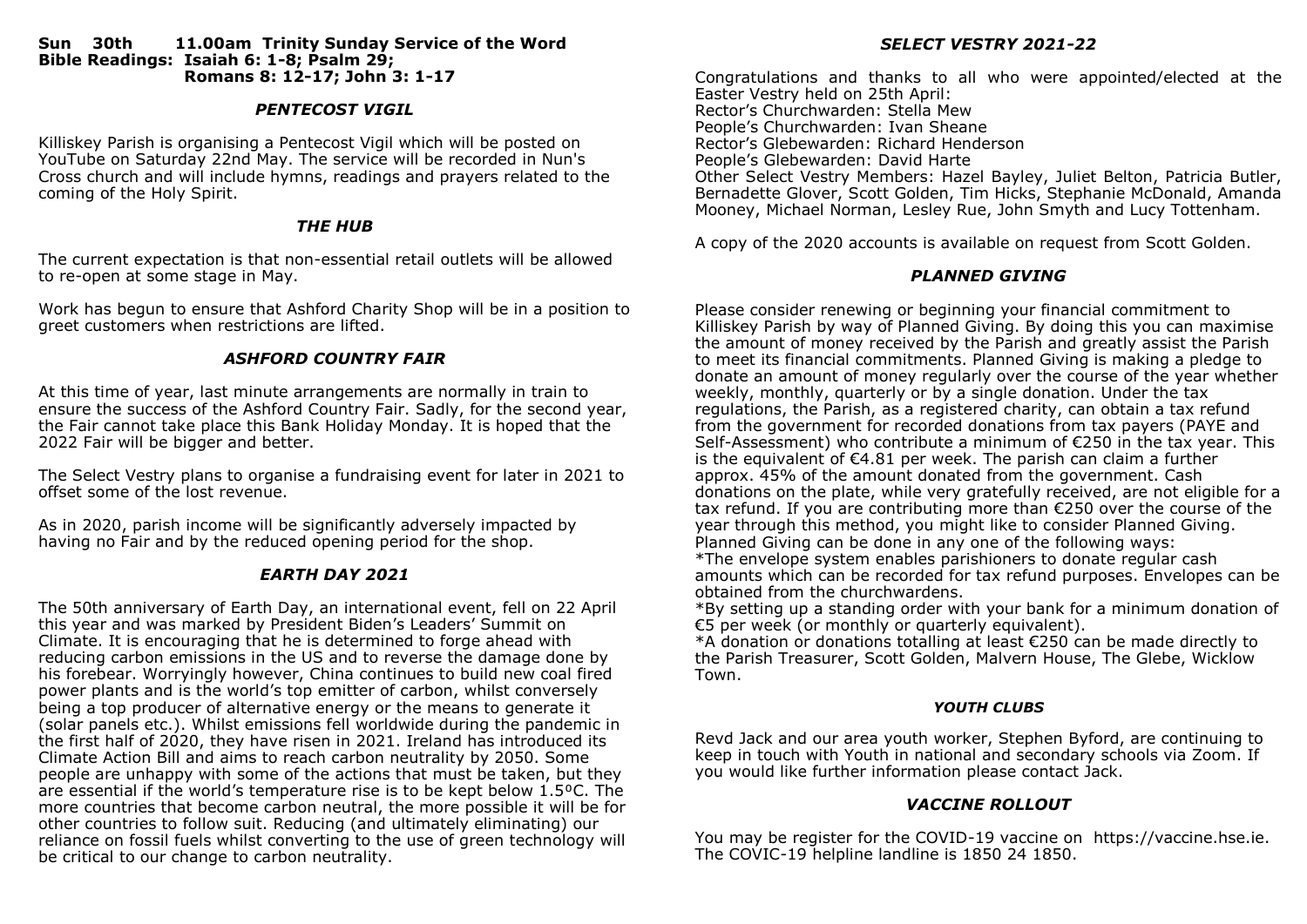**Sun 30th 11.00am Trinity Sunday Service of the Word**
**Bible Readings: Isaiah 6: 1-8; Psalm 29; Romans 8: 12-17; John 3: 1-17**

### *PENTECOST VIGIL*

Killiskey Parish is organising a Pentecost Vigil which will be posted on YouTube on Saturday 22nd May. The service will be recorded in Nun's Cross church and will include hymns, readings and prayers related to the coming of the Holy Spirit.

### *THE HUB*

The current expectation is that non-essential retail outlets will be allowed to re-open at some stage in May.

Work has begun to ensure that Ashford Charity Shop will be in a position to greet customers when restrictions are lifted.

### *ASHFORD COUNTRY FAIR*

At this time of year, last minute arrangements are normally in train to ensure the success of the Ashford Country Fair. Sadly, for the second year, the Fair cannot take place this Bank Holiday Monday. It is hoped that the 2022 Fair will be bigger and better.

The Select Vestry plans to organise a fundraising event for later in 2021 to offset some of the lost revenue.

As in 2020, parish income will be significantly adversely impacted by having no Fair and by the reduced opening period for the shop.

### *EARTH DAY 2021*

The 50th anniversary of Earth Day, an international event, fell on 22 April this year and was marked by President Biden's Leaders' Summit on Climate. It is encouraging that he is determined to forge ahead with reducing carbon emissions in the US and to reverse the damage done by his forebear. Worryingly however, China continues to build new coal fired power plants and is the world's top emitter of carbon, whilst conversely being a top producer of alternative energy or the means to generate it (solar panels etc.). Whilst emissions fell worldwide during the pandemic in the first half of 2020, they have risen in 2021. Ireland has introduced its Climate Action Bill and aims to reach carbon neutrality by 2050. Some people are unhappy with some of the actions that must be taken, but they are essential if the world's temperature rise is to be kept below 1.5ºC. The more countries that become carbon neutral, the more possible it will be for other countries to follow suit. Reducing (and ultimately eliminating) our reliance on fossil fuels whilst converting to the use of green technology will be critical to our change to carbon neutrality.

### *SELECT VESTRY 2021-22*

Congratulations and thanks to all who were appointed/elected at the Easter Vestry held on 25th April:
Rector's Churchwarden: Stella Mew
People's Churchwarden: Ivan Sheane
Rector's Glebewarden: Richard Henderson
People's Glebewarden: David Harte
Other Select Vestry Members: Hazel Bayley, Juliet Belton, Patricia Butler, Bernadette Glover, Scott Golden, Tim Hicks, Stephanie McDonald, Amanda Mooney, Michael Norman, Lesley Rue, John Smyth and Lucy Tottenham.

A copy of the 2020 accounts is available on request from Scott Golden.

### *PLANNED GIVING*

Please consider renewing or beginning your financial commitment to Killiskey Parish by way of Planned Giving. By doing this you can maximise the amount of money received by the Parish and greatly assist the Parish to meet its financial commitments. Planned Giving is making a pledge to donate an amount of money regularly over the course of the year whether weekly, monthly, quarterly or by a single donation. Under the tax regulations, the Parish, as a registered charity, can obtain a tax refund from the government for recorded donations from tax payers (PAYE and Self-Assessment) who contribute a minimum of €250 in the tax year. This is the equivalent of €4.81 per week. The parish can claim a further approx. 45% of the amount donated from the government. Cash donations on the plate, while very gratefully received, are not eligible for a tax refund. If you are contributing more than €250 over the course of the year through this method, you might like to consider Planned Giving. Planned Giving can be done in any one of the following ways:
*The envelope system enables parishioners to donate regular cash amounts which can be recorded for tax refund purposes. Envelopes can be obtained from the churchwardens.
*By setting up a standing order with your bank for a minimum donation of €5 per week (or monthly or quarterly equivalent).
*A donation or donations totalling at least €250 can be made directly to the Parish Treasurer, Scott Golden, Malvern House, The Glebe, Wicklow Town.

### *YOUTH CLUBS*

Revd Jack and our area youth worker, Stephen Byford, are continuing to keep in touch with Youth in national and secondary schools via Zoom. If you would like further information please contact Jack.

### *VACCINE ROLLOUT*

You may be register for the COVID-19 vaccine on https://vaccine.hse.ie. The COVIC-19 helpline landline is 1850 24 1850.